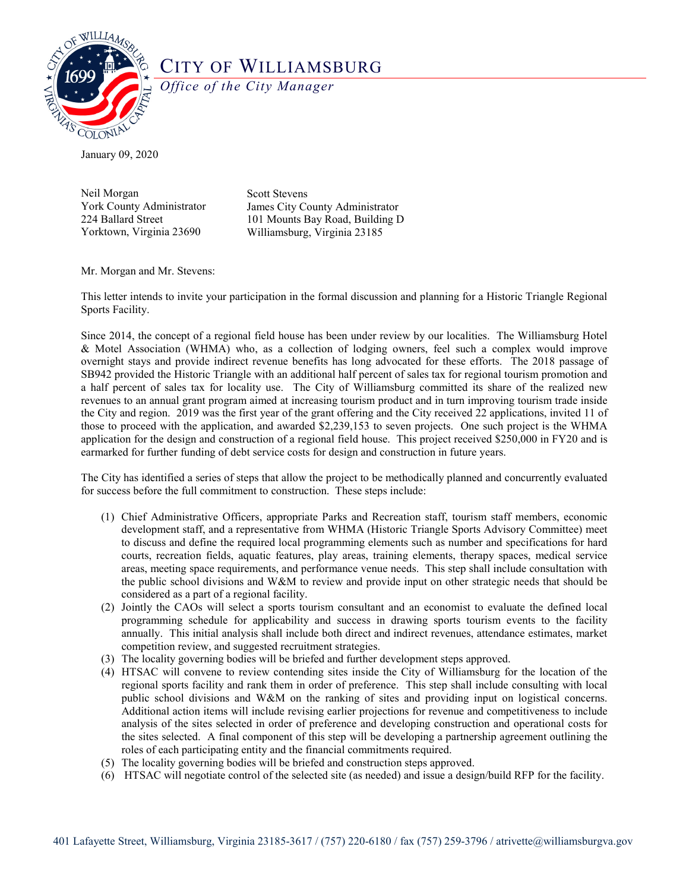# CITY OF WILLIAMSBURG

*Office of the City Manager*

January 09, 2020

Neil Morgan
York County Administrator
224 Ballard Street
Yorktown, Virginia 23690

Scott Stevens
James City County Administrator
101 Mounts Bay Road, Building D
Williamsburg, Virginia 23185

Mr. Morgan and Mr. Stevens:

This letter intends to invite your participation in the formal discussion and planning for a Historic Triangle Regional Sports Facility.

Since 2014, the concept of a regional field house has been under review by our localities. The Williamsburg Hotel & Motel Association (WHMA) who, as a collection of lodging owners, feel such a complex would improve overnight stays and provide indirect revenue benefits has long advocated for these efforts. The 2018 passage of SB942 provided the Historic Triangle with an additional half percent of sales tax for regional tourism promotion and a half percent of sales tax for locality use. The City of Williamsburg committed its share of the realized new revenues to an annual grant program aimed at increasing tourism product and in turn improving tourism trade inside the City and region. 2019 was the first year of the grant offering and the City received 22 applications, invited 11 of those to proceed with the application, and awarded $2,239,153 to seven projects. One such project is the WHMA application for the design and construction of a regional field house. This project received $250,000 in FY20 and is earmarked for further funding of debt service costs for design and construction in future years.

The City has identified a series of steps that allow the project to be methodically planned and concurrently evaluated for success before the full commitment to construction. These steps include:

(1) Chief Administrative Officers, appropriate Parks and Recreation staff, tourism staff members, economic development staff, and a representative from WHMA (Historic Triangle Sports Advisory Committee) meet to discuss and define the required local programming elements such as number and specifications for hard courts, recreation fields, aquatic features, play areas, training elements, therapy spaces, medical service areas, meeting space requirements, and performance venue needs. This step shall include consultation with the public school divisions and W&M to review and provide input on other strategic needs that should be considered as a part of a regional facility.
(2) Jointly the CAOs will select a sports tourism consultant and an economist to evaluate the defined local programming schedule for applicability and success in drawing sports tourism events to the facility annually. This initial analysis shall include both direct and indirect revenues, attendance estimates, market competition review, and suggested recruitment strategies.
(3) The locality governing bodies will be briefed and further development steps approved.
(4) HTSAC will convene to review contending sites inside the City of Williamsburg for the location of the regional sports facility and rank them in order of preference. This step shall include consulting with local public school divisions and W&M on the ranking of sites and providing input on logistical concerns. Additional action items will include revising earlier projections for revenue and competitiveness to include analysis of the sites selected in order of preference and developing construction and operational costs for the sites selected. A final component of this step will be developing a partnership agreement outlining the roles of each participating entity and the financial commitments required.
(5) The locality governing bodies will be briefed and construction steps approved.
(6) HTSAC will negotiate control of the selected site (as needed) and issue a design/build RFP for the facility.

401 Lafayette Street, Williamsburg, Virginia 23185-3617 / (757) 220-6180 / fax (757) 259-3796 / atrivette@williamsburgva.gov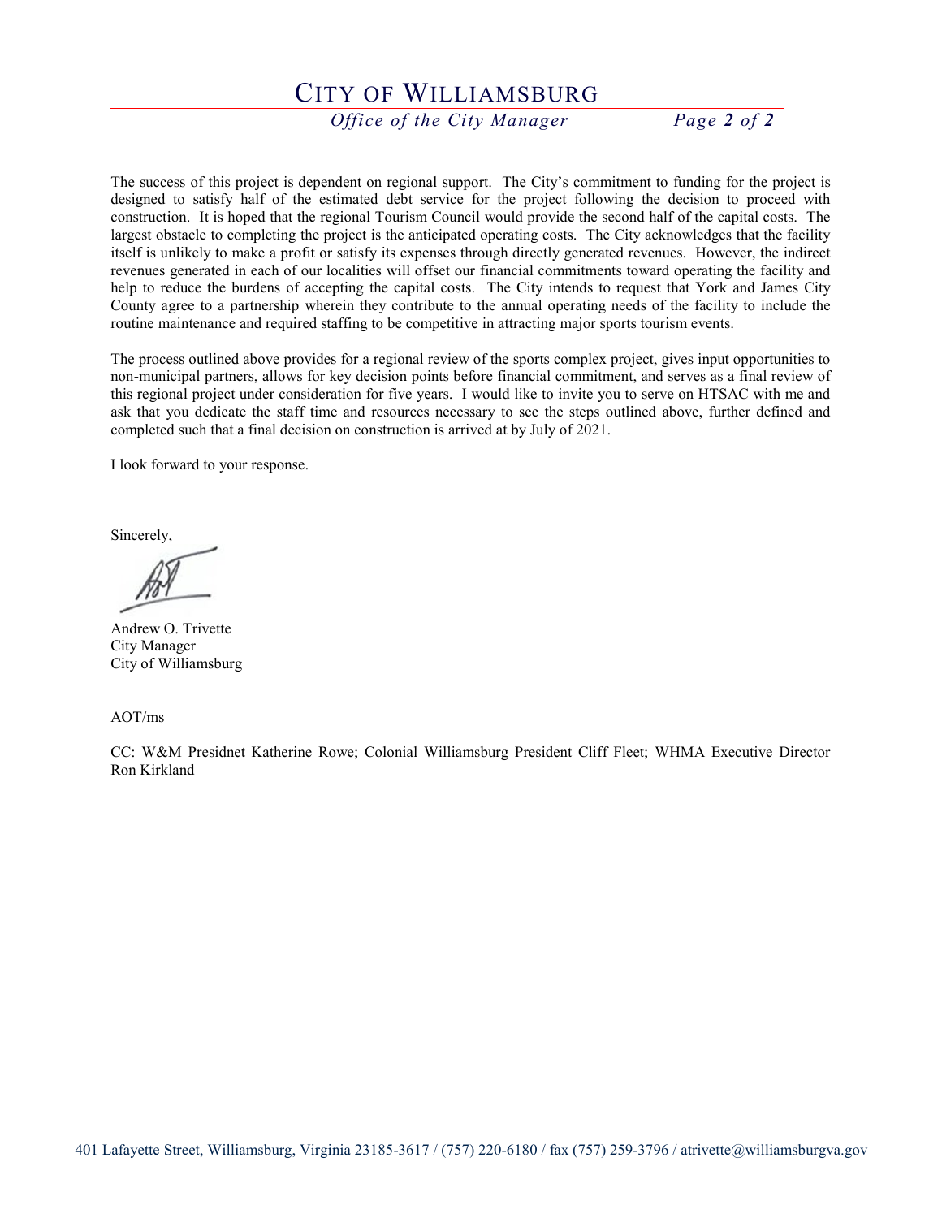The success of this project is dependent on regional support. The City's commitment to funding for the project is designed to satisfy half of the estimated debt service for the project following the decision to proceed with construction. It is hoped that the regional Tourism Council would provide the second half of the capital costs. The largest obstacle to completing the project is the anticipated operating costs. The City acknowledges that the facility itself is unlikely to make a profit or satisfy its expenses through directly generated revenues. However, the indirect revenues generated in each of our localities will offset our financial commitments toward operating the facility and help to reduce the burdens of accepting the capital costs. The City intends to request that York and James City County agree to a partnership wherein they contribute to the annual operating needs of the facility to include the routine maintenance and required staffing to be competitive in attracting major sports tourism events.

The process outlined above provides for a regional review of the sports complex project, gives input opportunities to non-municipal partners, allows for key decision points before financial commitment, and serves as a final review of this regional project under consideration for five years. I would like to invite you to serve on HTSAC with me and ask that you dedicate the staff time and resources necessary to see the steps outlined above, further defined and completed such that a final decision on construction is arrived at by July of 2021.

I look forward to your response.

Sincerely,

Andrew O. Trivette
City Manager
City of Williamsburg

AOT/ms

CC: W&M Presidnet Katherine Rowe; Colonial Williamsburg President Cliff Fleet; WHMA Executive Director Ron Kirkland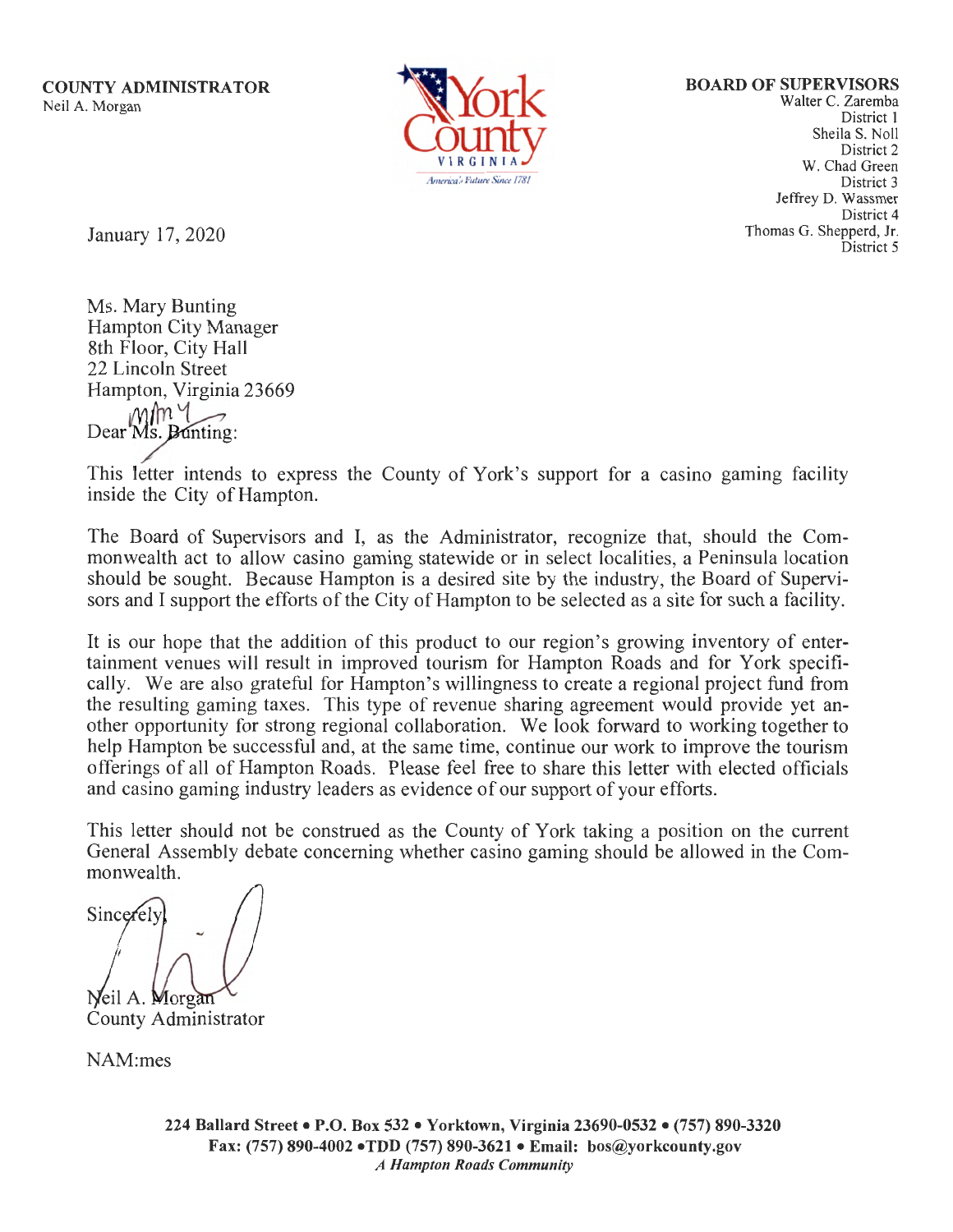**COUNTY ADMINISTRATOR**
Neil A. Morgan

York County
VIRGINIA
*America's Future Since 1781*

**BOARD OF SUPERVISORS**
Walter C. Zaremba
District 1
Sheila S. Noll
District 2
W. Chad Green
District 3
Jeffrey D. Wassmer
District 4
Thomas G. Shepperd, Jr.
District 5

January 17, 2020

Ms. Mary Bunting
Hampton City Manager
8th Floor, City Hall
22 Lincoln Street
Hampton, Virginia 23669

Dear Ms. Bunting:

This letter intends to express the County of York's support for a casino gaming facility inside the City of Hampton.

The Board of Supervisors and I, as the Administrator, recognize that, should the Commonwealth act to allow casino gaming statewide or in select localities, a Peninsula location should be sought. Because Hampton is a desired site by the industry, the Board of Supervisors and I support the efforts of the City of Hampton to be selected as a site for such a facility.

It is our hope that the addition of this product to our region's growing inventory of entertainment venues will result in improved tourism for Hampton Roads and for York specifically. We are also grateful for Hampton's willingness to create a regional project fund from the resulting gaming taxes. This type of revenue sharing agreement would provide yet another opportunity for strong regional collaboration. We look forward to working together to help Hampton be successful and, at the same time, continue our work to improve the tourism offerings of all of Hampton Roads. Please feel free to share this letter with elected officials and casino gaming industry leaders as evidence of our support of your efforts.

This letter should not be construed as the County of York taking a position on the current General Assembly debate concerning whether casino gaming should be allowed in the Commonwealth.

Sincerely,

Neil A. Morgan
County Administrator

NAM:mes

**224 Ballard Street • P.O. Box 532 • Yorktown, Virginia 23690-0532 • (757) 890-3320**
**Fax: (757) 890-4002 • TDD (757) 890-3621 • Email: bos@yorkcounty.gov**
***A Hampton Roads Community***